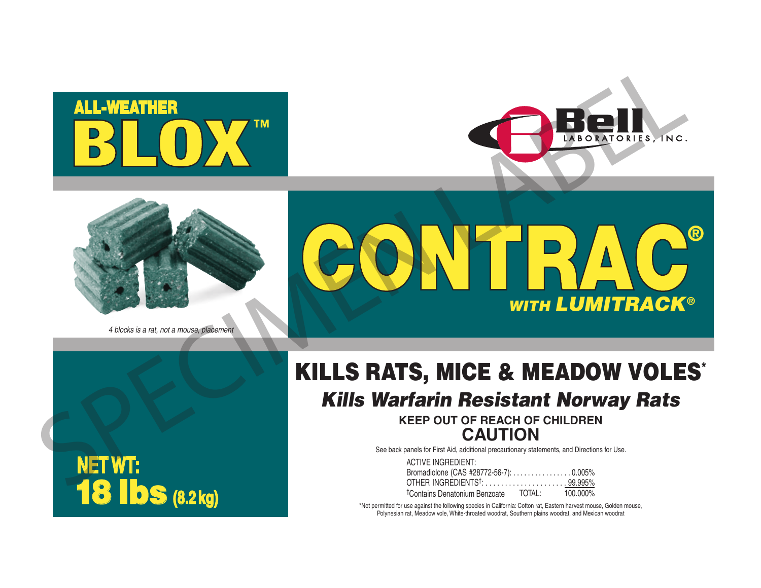ALL-WEATHER

# BLOX™

Bell LABORATORIES, INC.

# CONTRAC®

***WITH LUMITRACK®***

*4 blocks is a rat, not a mouse, placement*

## KILLS RATS, MICE & MEADOW VOLES*

### *Kills Warfarin Resistant Norway Rats*

**KEEP OUT OF REACH OF CHILDREN**

**CAUTION**

See back panels for First Aid, additional precautionary statements, and Directions for Use.

| | |
|---|---|
| ACTIVE INGREDIENT: | |
| Bromadiolone (CAS #28772-56-7): | 0.005% |
| OTHER INGREDIENTS†: | 99.995% |
| †Contains Denatonium Benzoate TOTAL: | 100.000% |

**NET WT: 18 lbs (8.2 kg)**

*Not permitted for use against the following species in California: Cotton rat, Eastern harvest mouse, Golden mouse, Polynesian rat, Meadow vole, White-throated woodrat, Southern plains woodrat, and Mexican woodrat

SPECIMEN LABEL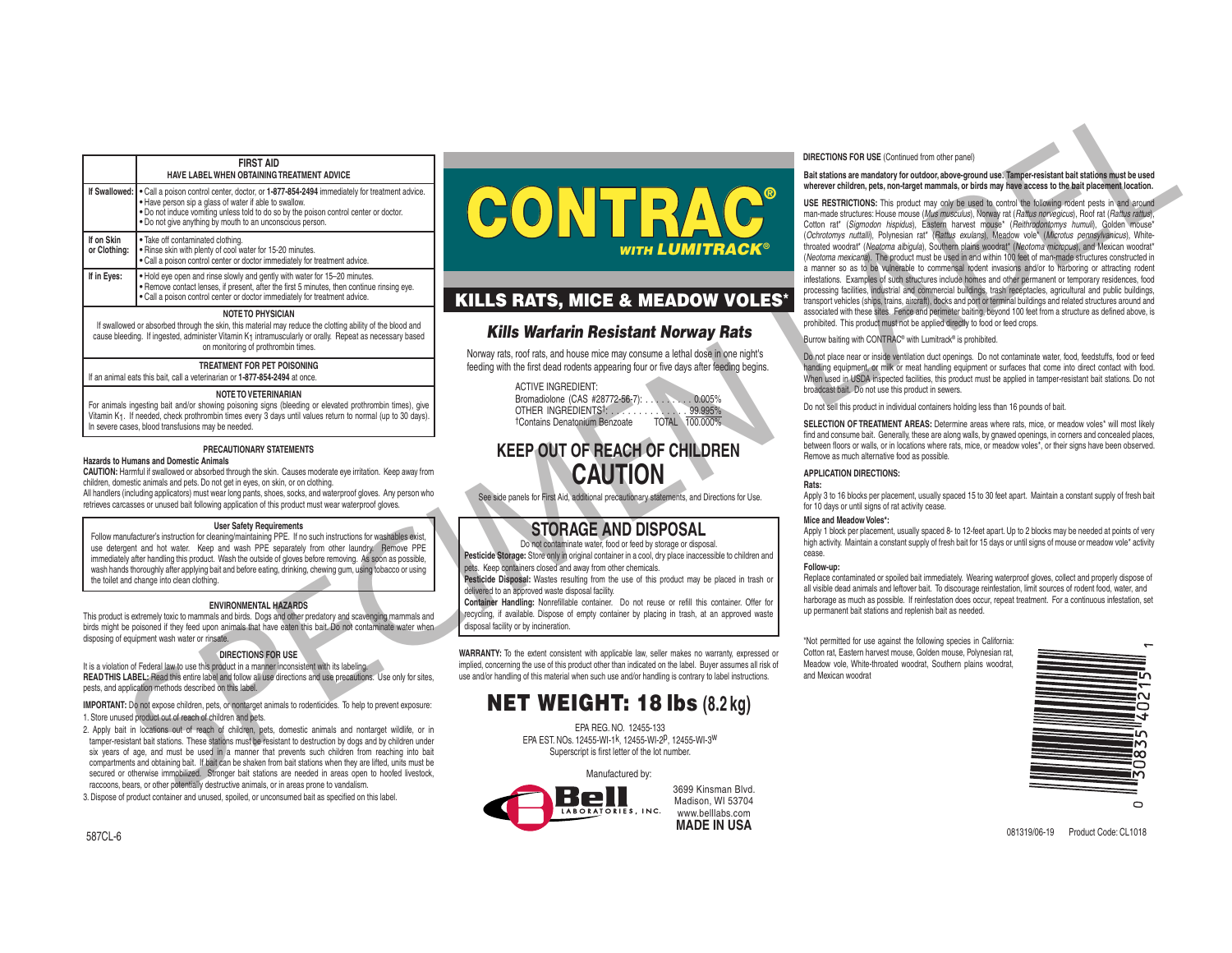| | FIRST AID<br>HAVE LABEL WHEN OBTAINING TREATMENT ADVICE |
|---|---|
| If Swallowed: | • Call a poison control center, doctor, or **1-877-854-2494** immediately for treatment advice.<br>• Have person sip a glass of water if able to swallow.<br>• Do not induce vomiting unless told to do so by the poison control center or doctor.<br>• Do not give anything by mouth to an unconscious person. |
| If on Skin or Clothing: | • Take off contaminated clothing.<br>• Rinse skin with plenty of cool water for 15-20 minutes.<br>• Call a poison control center or doctor immediately for treatment advice. |
| If in Eyes: | • Hold eye open and rinse slowly and gently with water for 15–20 minutes.<br>• Remove contact lenses, if present, after the first 5 minutes, then continue rinsing eye.<br>• Call a poison control center or doctor immediately for treatment advice. |

**NOTE TO PHYSICIAN**

If swallowed or absorbed through the skin, this material may reduce the clotting ability of the blood and cause bleeding. If ingested, administer Vitamin $K_1$ intramuscularly or orally. Repeat as necessary based on monitoring of prothrombin times.

**TREATMENT FOR PET POISONING**

If an animal eats this bait, call a veterinarian or **1-877-854-2494** at once.

**NOTE TO VETERINARIAN**

For animals ingesting bait and/or showing poisoning signs (bleeding or elevated prothrombin times), give Vitamin $K_1$. If needed, check prothrombin times every 3 days until values return to normal (up to 30 days). In severe cases, blood transfusions may be needed.

## PRECAUTIONARY STATEMENTS

**Hazards to Humans and Domestic Animals**

**CAUTION:** Harmful if swallowed or absorbed through the skin. Causes moderate eye irritation. Keep away from children, domestic animals and pets. Do not get in eyes, on skin, or on clothing.

All handlers (including applicators) must wear long pants, shoes, socks, and waterproof gloves. Any person who retrieves carcasses or unused bait following application of this product must wear waterproof gloves.

**User Safety Requirements**

Follow manufacturer's instruction for cleaning/maintaining PPE. If no such instructions for washables exist, use detergent and hot water. Keep and wash PPE separately from other laundry. Remove PPE immediately after handling this product. Wash the outside of gloves before removing. As soon as possible, wash hands thoroughly after applying bait and before eating, drinking, chewing gum, using tobacco or using the toilet and change into clean clothing.

**ENVIRONMENTAL HAZARDS**

This product is extremely toxic to mammals and birds. Dogs and other predatory and scavenging mammals and birds might be poisoned if they feed upon animals that have eaten this bait. Do not contaminate water when disposing of equipment wash water or rinsate.

## DIRECTIONS FOR USE

It is a violation of Federal law to use this product in a manner inconsistent with its labeling.

**READ THIS LABEL:** Read this entire label and follow all use directions and use precautions. Use only for sites, pests, and application methods described on this label.

**IMPORTANT:** Do not expose children, pets, or nontarget animals to rodenticides. To help to prevent exposure:

1. Store unused product out of reach of children and pets.
2. Apply bait in locations out of reach of children, pets, domestic animals and nontarget wildlife, or in tamper-resistant bait stations. These stations must be resistant to destruction by dogs and by children under six years of age, and must be used in a manner that prevents such children from reaching into bait compartments and obtaining bait. If bait can be shaken from bait stations when they are lifted, units must be secured or otherwise immobilized. Stronger bait stations are needed in areas open to hoofed livestock, raccoons, bears, or other potentially destructive animals, or in areas prone to vandalism.
3. Dispose of product container and unused, spoiled, or unconsumed bait as specified on this label.

587CL-6

# CONTRAC®
## WITH LUMITRACK®

## KILLS RATS, MICE & MEADOW VOLES*

### *Kills Warfarin Resistant Norway Rats*

Norway rats, roof rats, and house mice may consume a lethal dose in one night's feeding with the first dead rodents appearing four or five days after feeding begins.

ACTIVE INGREDIENT:
Bromadiolone (CAS #28772-56-7): .......... 0.005%
OTHER INGREDIENTS†: .............. 99.995%
†Contains Denatonium Benzoate TOTAL 100.000%

## KEEP OUT OF REACH OF CHILDREN
## CAUTION

See side panels for First Aid, additional precautionary statements, and Directions for Use.

## STORAGE AND DISPOSAL

Do not contaminate water, food or feed by storage or disposal.

**Pesticide Storage:** Store only in original container in a cool, dry place inaccessible to children and pets. Keep containers closed and away from other chemicals.

**Pesticide Disposal:** Wastes resulting from the use of this product may be placed in trash or delivered to an approved waste disposal facility.

**Container Handling:** Nonrefillable container. Do not reuse or refill this container. Offer for recycling, if available. Dispose of empty container by placing in trash, at an approved waste disposal facility or by incineration.

**WARRANTY:** To the extent consistent with applicable law, seller makes no warranty, expressed or implied, concerning the use of this product other than indicated on the label. Buyer assumes all risk of use and/or handling of this material when such use and/or handling is contrary to label instructions.

## NET WEIGHT: 18 lbs (8.2 kg)

EPA REG. NO. 12455-133
EPA EST. NOs. 12455-WI-1[K], 12455-WI-2[P], 12455-WI-3[W]
Superscript is first letter of the lot number.

Manufactured by:

Bell LABORATORIES, INC.
3699 Kinsman Blvd.
Madison, WI 53704
www.belllabs.com
**MADE IN USA**

**DIRECTIONS FOR USE** (Continued from other panel)

**Bait stations are mandatory for outdoor, above-ground use. Tamper-resistant bait stations must be used wherever children, pets, non-target mammals, or birds may have access to the bait placement location.**

**USE RESTRICTIONS:** This product may only be used to control the following rodent pests in and around man-made structures: House mouse (*Mus musculus*), Norway rat (*Rattus norvegicus*), Roof rat (*Rattus rattus*), Cotton rat* (*Sigmodon hispidus*), Eastern harvest mouse* (*Reithrodontomys humuli*), Golden mouse* (*Ochrotomys nuttalli*), Polynesian rat* (*Rattus exulans*), Meadow vole* (*Microtus pennsylvanicus*), White-throated woodrat* (*Neotoma albigula*), Southern plains woodrat* (*Neotoma micropus*), and Mexican woodrat* (*Neotoma mexicana*). The product must be used in and within 100 feet of man-made structures constructed in a manner so as to be vulnerable to commensal rodent invasions and/or to harboring or attracting rodent infestations. Examples of such structures include homes and other permanent or temporary residences, food processing facilities, industrial and commercial buildings, trash receptacles, agricultural and public buildings, transport vehicles (ships, trains, aircraft), docks and port or terminal buildings and related structures around and associated with these sites. Fence and perimeter baiting, beyond 100 feet from a structure as defined above, is prohibited. This product must not be applied directly to food or feed crops.

Burrow baiting with CONTRAC® with Lumitrack® is prohibited.

Do not place near or inside ventilation duct openings. Do not contaminate water, food, feedstuffs, food or feed handling equipment, or milk or meat handling equipment or surfaces that come into direct contact with food. When used in USDA inspected facilities, this product must be applied in tamper-resistant bait stations. Do not broadcast bait. Do not use this product in sewers.

Do not sell this product in individual containers holding less than 16 pounds of bait.

**SELECTION OF TREATMENT AREAS:** Determine areas where rats, mice, or meadow voles* will most likely find and consume bait. Generally, these are along walls, by gnawed openings, in corners and concealed places, between floors or walls, or in locations where rats, mice, or meadow voles*, or their signs have been observed. Remove as much alternative food as possible.

**APPLICATION DIRECTIONS:**

**Rats:**

Apply 3 to 16 blocks per placement, usually spaced 15 to 30 feet apart. Maintain a constant supply of fresh bait for 10 days or until signs of rat activity cease.

**Mice and Meadow Voles*:**

Apply 1 block per placement, usually spaced 8- to 12-feet apart. Up to 2 blocks may be needed at points of very high activity. Maintain a constant supply of fresh bait for 15 days or until signs of mouse or meadow vole* activity cease.

**Follow-up:**

Replace contaminated or spoiled bait immediately. Wearing waterproof gloves, collect and properly dispose of all visible dead animals and leftover bait. To discourage reinfestation, limit sources of rodent food, water, and harborage as much as possible. If reinfestation does occur, repeat treatment. For a continuous infestation, set up permanent bait stations and replenish bait as needed.

*Not permitted for use against the following species in California: Cotton rat, Eastern harvest mouse, Golden mouse, Polynesian rat, Meadow vole, White-throated woodrat, Southern plains woodrat, and Mexican woodrat

0 30835 40215 1

081319/06-19 Product Code: CL1018